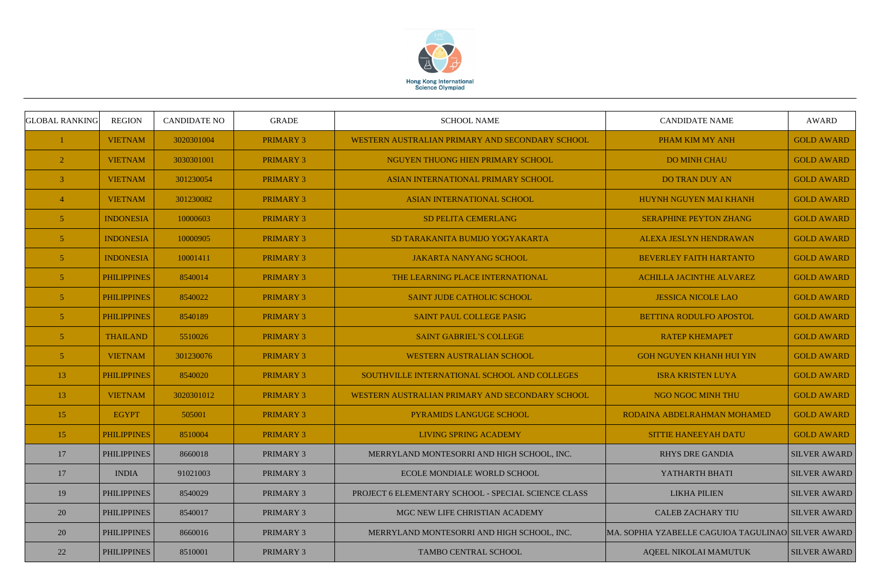Hong Kong International Science Olympiad

| GLOBAL RANKING | REGION | CANDIDATE NO | GRADE | SCHOOL NAME | CANDIDATE NAME | AWARD |
|---|---|---|---|---|---|---|
| 1 | VIETNAM | 3020301004 | PRIMARY 3 | WESTERN AUSTRALIAN PRIMARY AND SECONDARY SCHOOL | PHAM KIM MY ANH | GOLD AWARD |
| 2 | VIETNAM | 3030301001 | PRIMARY 3 | NGUYEN THUONG HIEN PRIMARY SCHOOL | DO MINH CHAU | GOLD AWARD |
| 3 | VIETNAM | 301230054 | PRIMARY 3 | ASIAN INTERNATIONAL PRIMARY SCHOOL | DO TRAN DUY AN | GOLD AWARD |
| 4 | VIETNAM | 301230082 | PRIMARY 3 | ASIAN INTERNATIONAL SCHOOL | HUYNH NGUYEN MAI KHANH | GOLD AWARD |
| 5 | INDONESIA | 10000603 | PRIMARY 3 | SD PELITA CEMERLANG | SERAPHINE PEYTON ZHANG | GOLD AWARD |
| 5 | INDONESIA | 10000905 | PRIMARY 3 | SD TARAKANITA BUMIJO YOGYAKARTA | ALEXA JESLYN HENDRAWAN | GOLD AWARD |
| 5 | INDONESIA | 10001411 | PRIMARY 3 | JAKARTA NANYANG SCHOOL | BEVERLEY FAITH HARTANTO | GOLD AWARD |
| 5 | PHILIPPINES | 8540014 | PRIMARY 3 | THE LEARNING PLACE INTERNATIONAL | ACHILLA JACINTHE ALVAREZ | GOLD AWARD |
| 5 | PHILIPPINES | 8540022 | PRIMARY 3 | SAINT JUDE CATHOLIC SCHOOL | JESSICA NICOLE LAO | GOLD AWARD |
| 5 | PHILIPPINES | 8540189 | PRIMARY 3 | SAINT PAUL COLLEGE PASIG | BETTINA RODULFO APOSTOL | GOLD AWARD |
| 5 | THAILAND | 5510026 | PRIMARY 3 | SAINT GABRIEL'S COLLEGE | RATEP KHEMAPET | GOLD AWARD |
| 5 | VIETNAM | 301230076 | PRIMARY 3 | WESTERN AUSTRALIAN SCHOOL | GOH NGUYEN KHANH HUI YIN | GOLD AWARD |
| 13 | PHILIPPINES | 8540020 | PRIMARY 3 | SOUTHVILLE INTERNATIONAL SCHOOL AND COLLEGES | ISRA KRISTEN LUYA | GOLD AWARD |
| 13 | VIETNAM | 3020301012 | PRIMARY 3 | WESTERN AUSTRALIAN PRIMARY AND SECONDARY SCHOOL | NGO NGOC MINH THU | GOLD AWARD |
| 15 | EGYPT | 505001 | PRIMARY 3 | PYRAMIDS LANGUGE SCHOOL | RODAINA ABDELRAHMAN MOHAMED | GOLD AWARD |
| 15 | PHILIPPINES | 8510004 | PRIMARY 3 | LIVING SPRING ACADEMY | SITTIE HANEEYAH DATU | GOLD AWARD |
| 17 | PHILIPPINES | 8660018 | PRIMARY 3 | MERRYLAND MONTESORRI AND HIGH SCHOOL, INC. | RHYS DRE GANDIA | SILVER AWARD |
| 17 | INDIA | 91021003 | PRIMARY 3 | ECOLE MONDIALE WORLD SCHOOL | YATHARTH BHATI | SILVER AWARD |
| 19 | PHILIPPINES | 8540029 | PRIMARY 3 | PROJECT 6 ELEMENTARY SCHOOL - SPECIAL SCIENCE CLASS | LIKHA PILIEN | SILVER AWARD |
| 20 | PHILIPPINES | 8540017 | PRIMARY 3 | MGC NEW LIFE CHRISTIAN ACADEMY | CALEB ZACHARY TIU | SILVER AWARD |
| 20 | PHILIPPINES | 8660016 | PRIMARY 3 | MERRYLAND MONTESORRI AND HIGH SCHOOL, INC. | MA. SOPHIA YZABELLE CAGUIOA TAGULINAO | SILVER AWARD |
| 22 | PHILIPPINES | 8510001 | PRIMARY 3 | TAMBO CENTRAL SCHOOL | AQEEL NIKOLAI MAMUTUK | SILVER AWARD |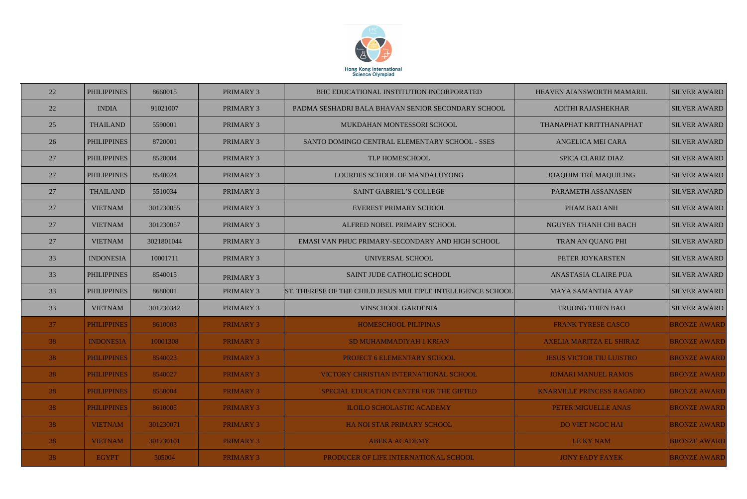| | | | | | | |
|---|---|---|---|---|---|---|
| 22 | PHILIPPINES | 8660015 | PRIMARY 3 | BHC EDUCATIONAL INSTITUTION INCORPORATED | HEAVEN AIANSWORTH MAMARIL | SILVER AWARD |
| 22 | INDIA | 91021007 | PRIMARY 3 | PADMA SESHADRI BALA BHAVAN SENIOR SECONDARY SCHOOL | ADITHI RAJASHEKHAR | SILVER AWARD |
| 25 | THAILAND | 5590001 | PRIMARY 3 | MUKDAHAN MONTESSORI SCHOOL | THANAPHAT KRITTHANAPHAT | SILVER AWARD |
| 26 | PHILIPPINES | 8720001 | PRIMARY 3 | SANTO DOMINGO CENTRAL ELEMENTARY SCHOOL - SSES | ANGELICA MEI CARA | SILVER AWARD |
| 27 | PHILIPPINES | 8520004 | PRIMARY 3 | TLP HOMESCHOOL | SPICA CLARIZ DIAZ | SILVER AWARD |
| 27 | PHILIPPINES | 8540024 | PRIMARY 3 | LOURDES SCHOOL OF MANDALUYONG | JOAQUIM TRÉ MAQUILING | SILVER AWARD |
| 27 | THAILAND | 5510034 | PRIMARY 3 | SAINT GABRIEL'S COLLEGE | PARAMETH ASSANASEN | SILVER AWARD |
| 27 | VIETNAM | 301230055 | PRIMARY 3 | EVEREST PRIMARY SCHOOL | PHAM BAO ANH | SILVER AWARD |
| 27 | VIETNAM | 301230057 | PRIMARY 3 | ALFRED NOBEL PRIMARY SCHOOL | NGUYEN THANH CHI BACH | SILVER AWARD |
| 27 | VIETNAM | 3021801044 | PRIMARY 3 | EMASI VAN PHUC PRIMARY-SECONDARY AND HIGH SCHOOL | TRAN AN QUANG PHI | SILVER AWARD |
| 33 | INDONESIA | 10001711 | PRIMARY 3 | UNIVERSAL SCHOOL | PETER JOYKARSTEN | SILVER AWARD |
| 33 | PHILIPPINES | 8540015 | PRIMARY 3 | SAINT JUDE CATHOLIC SCHOOL | ANASTASIA CLAIRE PUA | SILVER AWARD |
| 33 | PHILIPPINES | 8680001 | PRIMARY 3 | ST. THERESE OF THE CHILD JESUS MULTIPLE INTELLIGENCE SCHOOL | MAYA SAMANTHA AYAP | SILVER AWARD |
| 33 | VIETNAM | 301230342 | PRIMARY 3 | VINSCHOOL GARDENIA | TRUONG THIEN BAO | SILVER AWARD |
| 37 | PHILIPPINES | 8610003 | PRIMARY 3 | HOMESCHOOL PILIPINAS | FRANK TYRESE CASCO | BRONZE AWARD |
| 38 | INDONESIA | 10001308 | PRIMARY 3 | SD MUHAMMADIYAH 1 KRIAN | AXELIA MARITZA EL SHIRAZ | BRONZE AWARD |
| 38 | PHILIPPINES | 8540023 | PRIMARY 3 | PROJECT 6 ELEMENTARY SCHOOL | JESUS VICTOR TIU LUISTRO | BRONZE AWARD |
| 38 | PHILIPPINES | 8540027 | PRIMARY 3 | VICTORY CHRISTIAN INTERNATIONAL SCHOOL | JOMARI MANUEL RAMOS | BRONZE AWARD |
| 38 | PHILIPPINES | 8550004 | PRIMARY 3 | SPECIAL EDUCATION CENTER FOR THE GIFTED | KNARVILLE PRINCESS RAGADIO | BRONZE AWARD |
| 38 | PHILIPPINES | 8610005 | PRIMARY 3 | ILOILO SCHOLASTIC ACADEMY | PETER MIGUELLE ANAS | BRONZE AWARD |
| 38 | VIETNAM | 301230071 | PRIMARY 3 | HA NOI STAR PRIMARY SCHOOL | DO VIET NGOC HAI | BRONZE AWARD |
| 38 | VIETNAM | 301230101 | PRIMARY 3 | ABEKA ACADEMY | LE KY NAM | BRONZE AWARD |
| 38 | EGYPT | 505004 | PRIMARY 3 | PRODUCER OF LIFE INTERNATIONAL SCHOOL | JONY FADY FAYEK | BRONZE AWARD |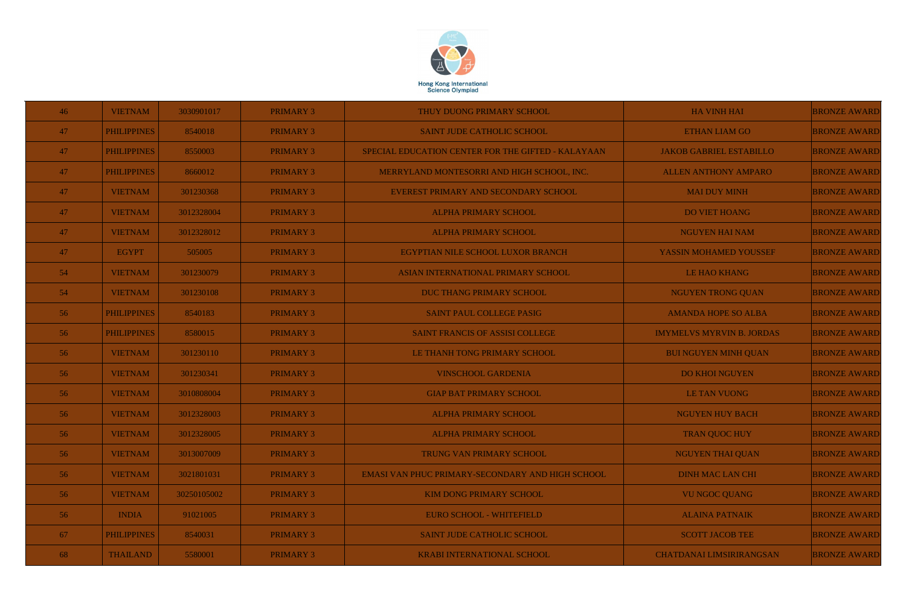| 46 | VIETNAM | 3030901017 | PRIMARY 3 | THUY DUONG PRIMARY SCHOOL | HA VINH HAI | BRONZE AWARD |
|---|---|---|---|---|---|---|
| 47 | PHILIPPINES | 8540018 | PRIMARY 3 | SAINT JUDE CATHOLIC SCHOOL | ETHAN LIAM GO | BRONZE AWARD |
| 47 | PHILIPPINES | 8550003 | PRIMARY 3 | SPECIAL EDUCATION CENTER FOR THE GIFTED - KALAYAAN | JAKOB GABRIEL ESTABILLO | BRONZE AWARD |
| 47 | PHILIPPINES | 8660012 | PRIMARY 3 | MERRYLAND MONTESORRI AND HIGH SCHOOL, INC. | ALLEN ANTHONY AMPARO | BRONZE AWARD |
| 47 | VIETNAM | 301230368 | PRIMARY 3 | EVEREST PRIMARY AND SECONDARY SCHOOL | MAI DUY MINH | BRONZE AWARD |
| 47 | VIETNAM | 3012328004 | PRIMARY 3 | ALPHA PRIMARY SCHOOL | DO VIET HOANG | BRONZE AWARD |
| 47 | VIETNAM | 3012328012 | PRIMARY 3 | ALPHA PRIMARY SCHOOL | NGUYEN HAI NAM | BRONZE AWARD |
| 47 | EGYPT | 505005 | PRIMARY 3 | EGYPTIAN NILE SCHOOL LUXOR BRANCH | YASSIN MOHAMED YOUSSEF | BRONZE AWARD |
| 54 | VIETNAM | 301230079 | PRIMARY 3 | ASIAN INTERNATIONAL PRIMARY SCHOOL | LE HAO KHANG | BRONZE AWARD |
| 54 | VIETNAM | 301230108 | PRIMARY 3 | DUC THANG PRIMARY SCHOOL | NGUYEN TRONG QUAN | BRONZE AWARD |
| 56 | PHILIPPINES | 8540183 | PRIMARY 3 | SAINT PAUL COLLEGE PASIG | AMANDA HOPE SO ALBA | BRONZE AWARD |
| 56 | PHILIPPINES | 8580015 | PRIMARY 3 | SAINT FRANCIS OF ASSISI COLLEGE | IMYMELVS MYRVIN B. JORDAS | BRONZE AWARD |
| 56 | VIETNAM | 301230110 | PRIMARY 3 | LE THANH TONG PRIMARY SCHOOL | BUI NGUYEN MINH QUAN | BRONZE AWARD |
| 56 | VIETNAM | 301230341 | PRIMARY 3 | VINSCHOOL GARDENIA | DO KHOI NGUYEN | BRONZE AWARD |
| 56 | VIETNAM | 3010808004 | PRIMARY 3 | GIAP BAT PRIMARY SCHOOL | LE TAN VUONG | BRONZE AWARD |
| 56 | VIETNAM | 3012328003 | PRIMARY 3 | ALPHA PRIMARY SCHOOL | NGUYEN HUY BACH | BRONZE AWARD |
| 56 | VIETNAM | 3012328005 | PRIMARY 3 | ALPHA PRIMARY SCHOOL | TRAN QUOC HUY | BRONZE AWARD |
| 56 | VIETNAM | 3013007009 | PRIMARY 3 | TRUNG VAN PRIMARY SCHOOL | NGUYEN THAI QUAN | BRONZE AWARD |
| 56 | VIETNAM | 3021801031 | PRIMARY 3 | EMASI VAN PHUC PRIMARY-SECONDARY AND HIGH SCHOOL | DINH MAC LAN CHI | BRONZE AWARD |
| 56 | VIETNAM | 30250105002 | PRIMARY 3 | KIM DONG PRIMARY SCHOOL | VU NGOC QUANG | BRONZE AWARD |
| 56 | INDIA | 91021005 | PRIMARY 3 | EURO SCHOOL - WHITEFIELD | ALAINA PATNAIK | BRONZE AWARD |
| 67 | PHILIPPINES | 8540031 | PRIMARY 3 | SAINT JUDE CATHOLIC SCHOOL | SCOTT JACOB TEE | BRONZE AWARD |
| 68 | THAILAND | 5580001 | PRIMARY 3 | KRABI INTERNATIONAL SCHOOL | CHATDANAI LIMSIRIRANGSAN | BRONZE AWARD |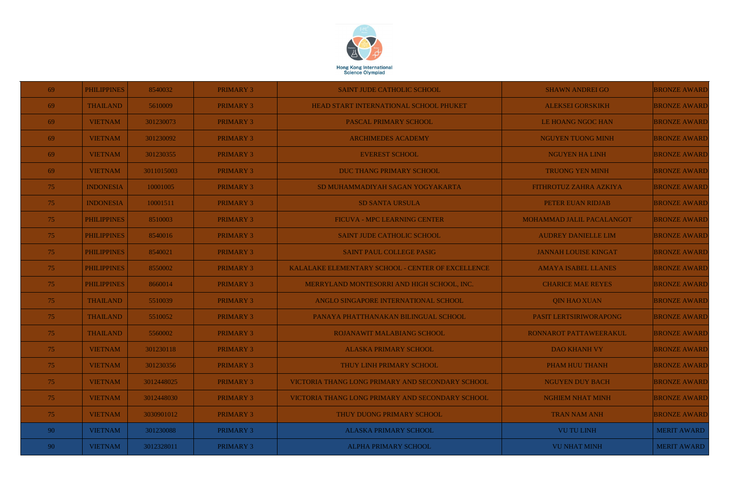| | | | | | | |
|---|---|---|---|---|---|---|
| 69 | PHILIPPINES | 8540032 | PRIMARY 3 | SAINT JUDE CATHOLIC SCHOOL | SHAWN ANDREI GO | BRONZE AWARD |
| 69 | THAILAND | 5610009 | PRIMARY 3 | HEAD START INTERNATIONAL SCHOOL PHUKET | ALEKSEI GORSKIKH | BRONZE AWARD |
| 69 | VIETNAM | 301230073 | PRIMARY 3 | PASCAL PRIMARY SCHOOL | LE HOANG NGOC HAN | BRONZE AWARD |
| 69 | VIETNAM | 301230092 | PRIMARY 3 | ARCHIMEDES ACADEMY | NGUYEN TUONG MINH | BRONZE AWARD |
| 69 | VIETNAM | 301230355 | PRIMARY 3 | EVEREST SCHOOL | NGUYEN HA LINH | BRONZE AWARD |
| 69 | VIETNAM | 3011015003 | PRIMARY 3 | DUC THANG PRIMARY SCHOOL | TRUONG YEN MINH | BRONZE AWARD |
| 75 | INDONESIA | 10001005 | PRIMARY 3 | SD MUHAMMADIYAH SAGAN YOGYAKARTA | FITHROTUZ ZAHRA AZKIYA | BRONZE AWARD |
| 75 | INDONESIA | 10001511 | PRIMARY 3 | SD SANTA URSULA | PETER EUAN RIDJAB | BRONZE AWARD |
| 75 | PHILIPPINES | 8510003 | PRIMARY 3 | FICUVA - MPC LEARNING CENTER | MOHAMMAD JALIL PACALANGOT | BRONZE AWARD |
| 75 | PHILIPPINES | 8540016 | PRIMARY 3 | SAINT JUDE CATHOLIC SCHOOL | AUDREY DANIELLE LIM | BRONZE AWARD |
| 75 | PHILIPPINES | 8540021 | PRIMARY 3 | SAINT PAUL COLLEGE PASIG | JANNAH LOUISE KINGAT | BRONZE AWARD |
| 75 | PHILIPPINES | 8550002 | PRIMARY 3 | KALALAKE ELEMENTARY SCHOOL - CENTER OF EXCELLENCE | AMAYA ISABEL LLANES | BRONZE AWARD |
| 75 | PHILIPPINES | 8660014 | PRIMARY 3 | MERRYLAND MONTESORRI AND HIGH SCHOOL, INC. | CHARICE MAE REYES | BRONZE AWARD |
| 75 | THAILAND | 5510039 | PRIMARY 3 | ANGLO SINGAPORE INTERNATIONAL SCHOOL | QIN HAO XUAN | BRONZE AWARD |
| 75 | THAILAND | 5510052 | PRIMARY 3 | PANAYA PHATTHANAKAN BILINGUAL SCHOOL | PASIT LERTSIRIWORAPONG | BRONZE AWARD |
| 75 | THAILAND | 5560002 | PRIMARY 3 | ROJANAWIT MALABIANG SCHOOL | RONNAROT PATTAWEERAKUL | BRONZE AWARD |
| 75 | VIETNAM | 301230118 | PRIMARY 3 | ALASKA PRIMARY SCHOOL | DAO KHANH VY | BRONZE AWARD |
| 75 | VIETNAM | 301230356 | PRIMARY 3 | THUY LINH PRIMARY SCHOOL | PHAM HUU THANH | BRONZE AWARD |
| 75 | VIETNAM | 3012448025 | PRIMARY 3 | VICTORIA THANG LONG PRIMARY AND SECONDARY SCHOOL | NGUYEN DUY BACH | BRONZE AWARD |
| 75 | VIETNAM | 3012448030 | PRIMARY 3 | VICTORIA THANG LONG PRIMARY AND SECONDARY SCHOOL | NGHIEM NHAT MINH | BRONZE AWARD |
| 75 | VIETNAM | 3030901012 | PRIMARY 3 | THUY DUONG PRIMARY SCHOOL | TRAN NAM ANH | BRONZE AWARD |
| 90 | VIETNAM | 301230088 | PRIMARY 3 | ALASKA PRIMARY SCHOOL | VU TU LINH | MERIT AWARD |
| 90 | VIETNAM | 3012328011 | PRIMARY 3 | ALPHA PRIMARY SCHOOL | VU NHAT MINH | MERIT AWARD |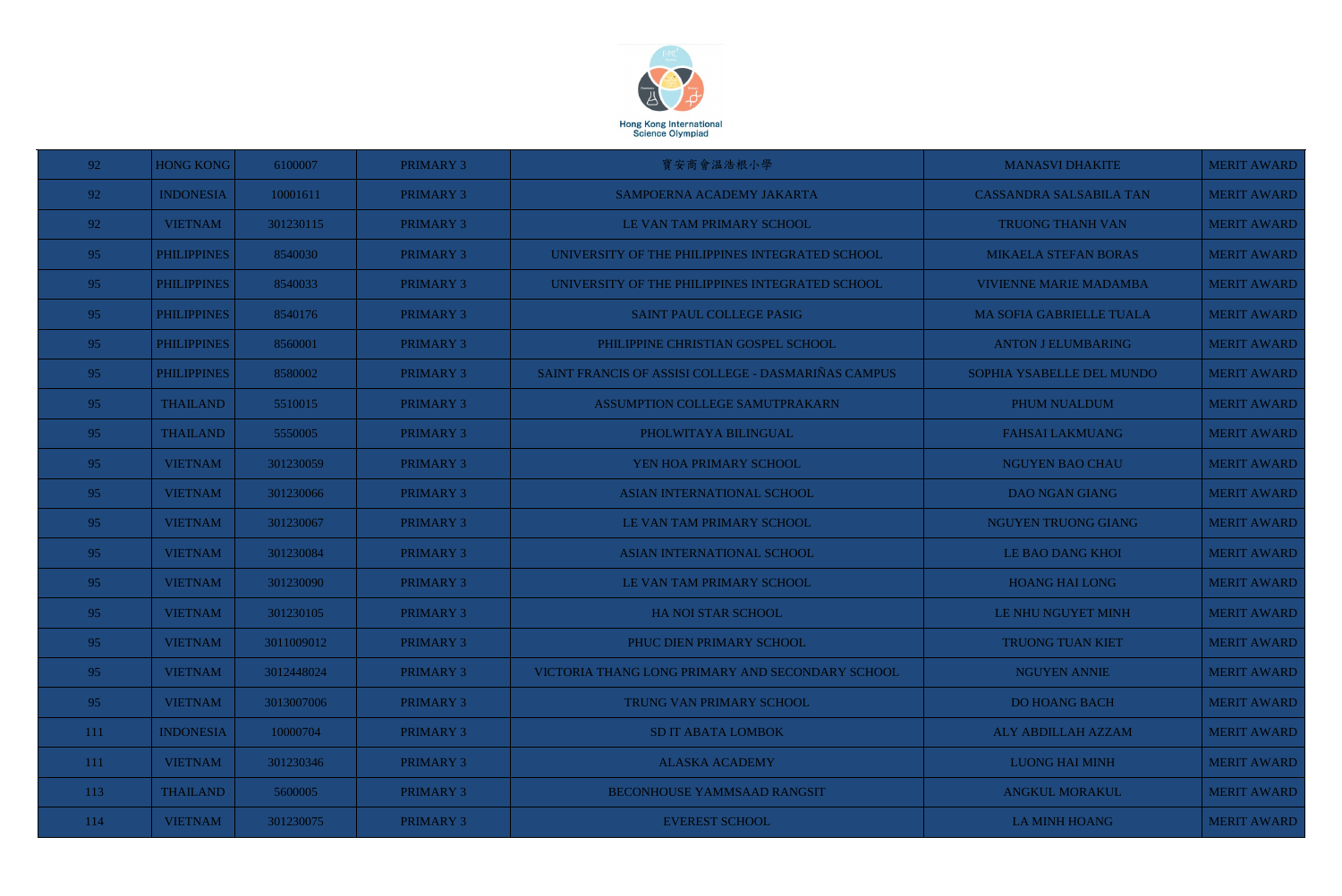| 92 | HONG KONG | 6100007 | PRIMARY 3 | 寶安商會溫浩根小學 | MANASVI DHAKITE | MERIT AWARD |
|---|---|---|---|---|---|---|
| 92 | INDONESIA | 10001611 | PRIMARY 3 | SAMPOERNA ACADEMY JAKARTA | CASSANDRA SALSABILA TAN | MERIT AWARD |
| 92 | VIETNAM | 301230115 | PRIMARY 3 | LE VAN TAM PRIMARY SCHOOL | TRUONG THANH VAN | MERIT AWARD |
| 95 | PHILIPPINES | 8540030 | PRIMARY 3 | UNIVERSITY OF THE PHILIPPINES INTEGRATED SCHOOL | MIKAELA STEFAN BORAS | MERIT AWARD |
| 95 | PHILIPPINES | 8540033 | PRIMARY 3 | UNIVERSITY OF THE PHILIPPINES INTEGRATED SCHOOL | VIVIENNE MARIE MADAMBA | MERIT AWARD |
| 95 | PHILIPPINES | 8540176 | PRIMARY 3 | SAINT PAUL COLLEGE PASIG | MA SOFIA GABRIELLE TUALA | MERIT AWARD |
| 95 | PHILIPPINES | 8560001 | PRIMARY 3 | PHILIPPINE CHRISTIAN GOSPEL SCHOOL | ANTON J ELUMBARING | MERIT AWARD |
| 95 | PHILIPPINES | 8580002 | PRIMARY 3 | SAINT FRANCIS OF ASSISI COLLEGE - DASMARIÑAS CAMPUS | SOPHIA YSABELLE DEL MUNDO | MERIT AWARD |
| 95 | THAILAND | 5510015 | PRIMARY 3 | ASSUMPTION COLLEGE SAMUTPRAKARN | PHUM NUALDUM | MERIT AWARD |
| 95 | THAILAND | 5550005 | PRIMARY 3 | PHOLWITAYA BILINGUAL | FAHSAI LAKMUANG | MERIT AWARD |
| 95 | VIETNAM | 301230059 | PRIMARY 3 | YEN HOA PRIMARY SCHOOL | NGUYEN BAO CHAU | MERIT AWARD |
| 95 | VIETNAM | 301230066 | PRIMARY 3 | ASIAN INTERNATIONAL SCHOOL | DAO NGAN GIANG | MERIT AWARD |
| 95 | VIETNAM | 301230067 | PRIMARY 3 | LE VAN TAM PRIMARY SCHOOL | NGUYEN TRUONG GIANG | MERIT AWARD |
| 95 | VIETNAM | 301230084 | PRIMARY 3 | ASIAN INTERNATIONAL SCHOOL | LE BAO DANG KHOI | MERIT AWARD |
| 95 | VIETNAM | 301230090 | PRIMARY 3 | LE VAN TAM PRIMARY SCHOOL | HOANG HAI LONG | MERIT AWARD |
| 95 | VIETNAM | 301230105 | PRIMARY 3 | HA NOI STAR SCHOOL | LE NHU NGUYET MINH | MERIT AWARD |
| 95 | VIETNAM | 3011009012 | PRIMARY 3 | PHUC DIEN PRIMARY SCHOOL | TRUONG TUAN KIET | MERIT AWARD |
| 95 | VIETNAM | 3012448024 | PRIMARY 3 | VICTORIA THANG LONG PRIMARY AND SECONDARY SCHOOL | NGUYEN ANNIE | MERIT AWARD |
| 95 | VIETNAM | 3013007006 | PRIMARY 3 | TRUNG VAN PRIMARY SCHOOL | DO HOANG BACH | MERIT AWARD |
| 111 | INDONESIA | 10000704 | PRIMARY 3 | SD IT ABATA LOMBOK | ALY ABDILLAH AZZAM | MERIT AWARD |
| 111 | VIETNAM | 301230346 | PRIMARY 3 | ALASKA ACADEMY | LUONG HAI MINH | MERIT AWARD |
| 113 | THAILAND | 5600005 | PRIMARY 3 | BECONHOUSE YAMMSAAD RANGSIT | ANGKUL MORAKUL | MERIT AWARD |
| 114 | VIETNAM | 301230075 | PRIMARY 3 | EVEREST SCHOOL | LA MINH HOANG | MERIT AWARD |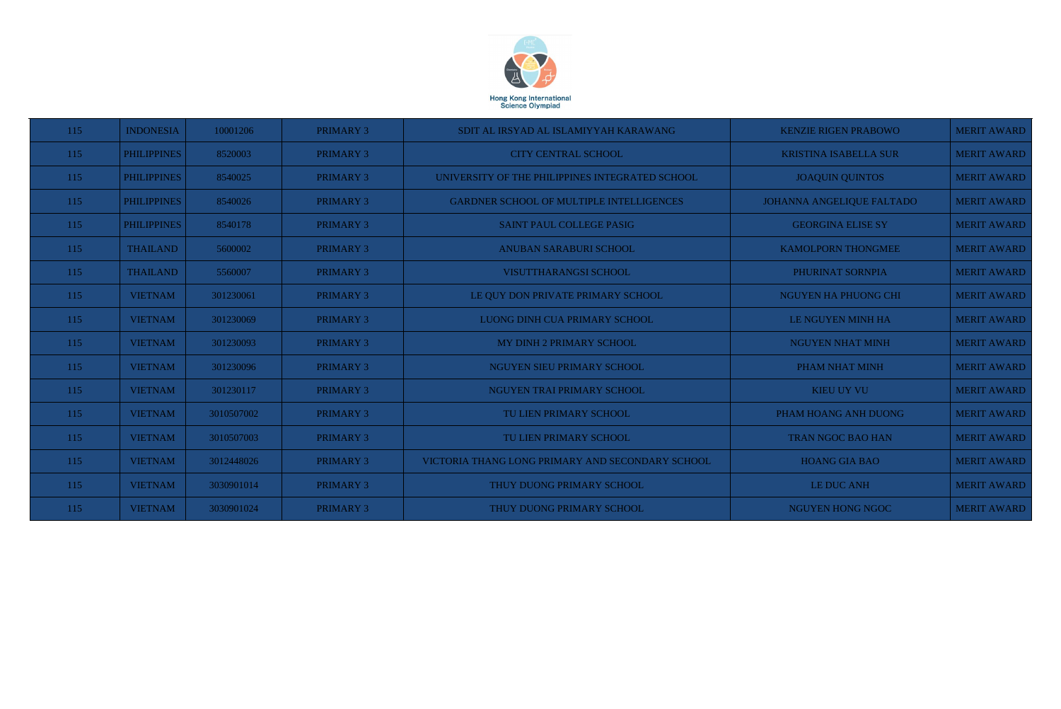| | | | | | | |
|---|---|---|---|---|---|---|
| 115 | INDONESIA | 10001206 | PRIMARY 3 | SDIT AL IRSYAD AL ISLAMIYYAH KARAWANG | KENZIE RIGEN PRABOWO | MERIT AWARD |
| 115 | PHILIPPINES | 8520003 | PRIMARY 3 | CITY CENTRAL SCHOOL | KRISTINA ISABELLA SUR | MERIT AWARD |
| 115 | PHILIPPINES | 8540025 | PRIMARY 3 | UNIVERSITY OF THE PHILIPPINES INTEGRATED SCHOOL | JOAQUIN QUINTOS | MERIT AWARD |
| 115 | PHILIPPINES | 8540026 | PRIMARY 3 | GARDNER SCHOOL OF MULTIPLE INTELLIGENCES | JOHANNA ANGELIQUE FALTADO | MERIT AWARD |
| 115 | PHILIPPINES | 8540178 | PRIMARY 3 | SAINT PAUL COLLEGE PASIG | GEORGINA ELISE SY | MERIT AWARD |
| 115 | THAILAND | 5600002 | PRIMARY 3 | ANUBAN SARABURI SCHOOL | KAMOLPORN THONGMEE | MERIT AWARD |
| 115 | THAILAND | 5560007 | PRIMARY 3 | VISUTTHARANGSI SCHOOL | PHURINAT SORNPIA | MERIT AWARD |
| 115 | VIETNAM | 301230061 | PRIMARY 3 | LE QUY DON PRIVATE PRIMARY SCHOOL | NGUYEN HA PHUONG CHI | MERIT AWARD |
| 115 | VIETNAM | 301230069 | PRIMARY 3 | LUONG DINH CUA PRIMARY SCHOOL | LE NGUYEN MINH HA | MERIT AWARD |
| 115 | VIETNAM | 301230093 | PRIMARY 3 | MY DINH 2 PRIMARY SCHOOL | NGUYEN NHAT MINH | MERIT AWARD |
| 115 | VIETNAM | 301230096 | PRIMARY 3 | NGUYEN SIEU PRIMARY SCHOOL | PHAM NHAT MINH | MERIT AWARD |
| 115 | VIETNAM | 301230117 | PRIMARY 3 | NGUYEN TRAI PRIMARY SCHOOL | KIEU UY VU | MERIT AWARD |
| 115 | VIETNAM | 3010507002 | PRIMARY 3 | TU LIEN PRIMARY SCHOOL | PHAM HOANG ANH DUONG | MERIT AWARD |
| 115 | VIETNAM | 3010507003 | PRIMARY 3 | TU LIEN PRIMARY SCHOOL | TRAN NGOC BAO HAN | MERIT AWARD |
| 115 | VIETNAM | 3012448026 | PRIMARY 3 | VICTORIA THANG LONG PRIMARY AND SECONDARY SCHOOL | HOANG GIA BAO | MERIT AWARD |
| 115 | VIETNAM | 3030901014 | PRIMARY 3 | THUY DUONG PRIMARY SCHOOL | LE DUC ANH | MERIT AWARD |
| 115 | VIETNAM | 3030901024 | PRIMARY 3 | THUY DUONG PRIMARY SCHOOL | NGUYEN HONG NGOC | MERIT AWARD |